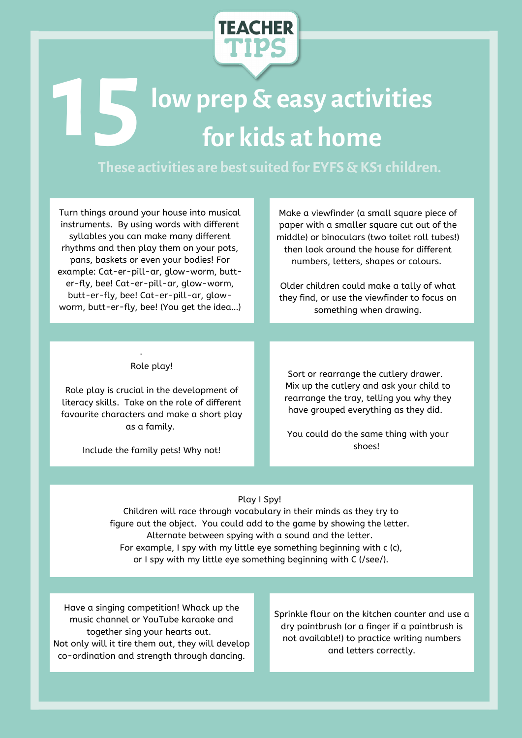# TEACHER TIPS

# 15 low prep & easy activities for kids at home

These activities are best suited for EYFS & KS1 children.

Turn things around your house into musical instruments. By using words with different syllables you can make many different rhythms and then play them on your pots, pans, baskets or even your bodies! For example: Cat-er-pill-ar, glow-worm, butt-er-fly, bee! Cat-er-pill-ar, glow-worm, butt-er-fly, bee! Cat-er-pill-ar, glow-worm, butt-er-fly, bee! (You get the idea...)

Make a viewfinder (a small square piece of paper with a smaller square cut out of the middle) or binoculars (two toilet roll tubes!) then look around the house for different numbers, letters, shapes or colours.

Older children could make a tally of what they find, or use the viewfinder to focus on something when drawing.

.
Role play!

Role play is crucial in the development of literacy skills. Take on the role of different favourite characters and make a short play as a family.

Include the family pets! Why not!

Sort or rearrange the cutlery drawer. Mix up the cutlery and ask your child to rearrange the tray, telling you why they have grouped everything as they did.

You could do the same thing with your shoes!

Play I Spy!
Children will race through vocabulary in their minds as they try to figure out the object. You could add to the game by showing the letter. Alternate between spying with a sound and the letter.
For example, I spy with my little eye something beginning with c (c), or I spy with my little eye something beginning with C (/see/).

Have a singing competition! Whack up the music channel or YouTube karaoke and together sing your hearts out.
Not only will it tire them out, they will develop co-ordination and strength through dancing.

Sprinkle flour on the kitchen counter and use a dry paintbrush (or a finger if a paintbrush is not available!) to practice writing numbers and letters correctly.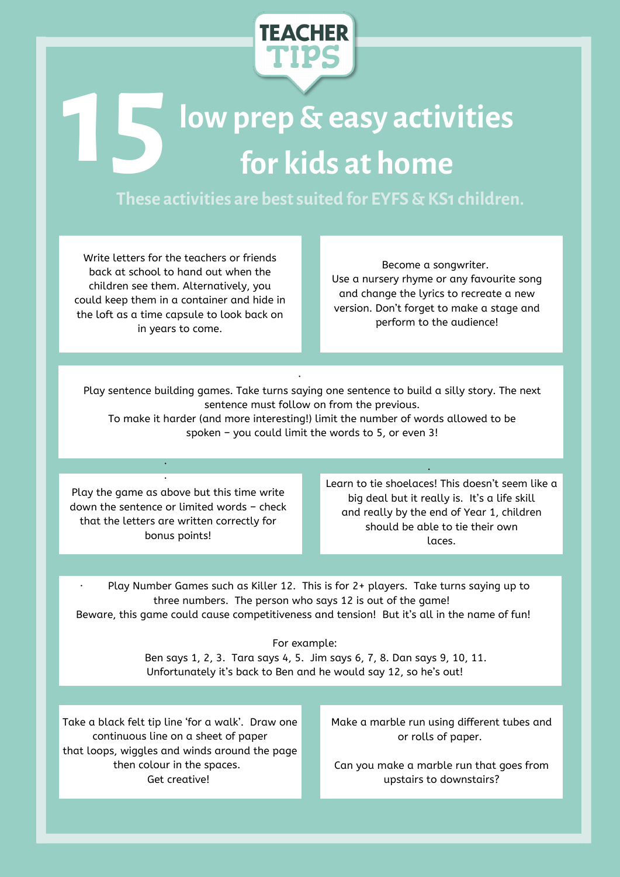TEACHER TIPS

# 15 low prep & easy activities for kids at home

These activities are best suited for EYFS & KS1 children.

Write letters for the teachers or friends back at school to hand out when the children see them. Alternatively, you could keep them in a container and hide in the loft as a time capsule to look back on in years to come.

Become a songwriter.
Use a nursery rhyme or any favourite song and change the lyrics to recreate a new version. Don't forget to make a stage and perform to the audience!

Play sentence building games. Take turns saying one sentence to build a silly story. The next sentence must follow on from the previous.
To make it harder (and more interesting!) limit the number of words allowed to be spoken – you could limit the words to 5, or even 3!

Play the game as above but this time write down the sentence or limited words – check that the letters are written correctly for bonus points!

Learn to tie shoelaces! This doesn't seem like a big deal but it really is. It's a life skill and really by the end of Year 1, children should be able to tie their own laces.

Play Number Games such as Killer 12. This is for 2+ players. Take turns saying up to three numbers. The person who says 12 is out of the game!
Beware, this game could cause competitiveness and tension! But it's all in the name of fun!

For example:
Ben says 1, 2, 3. Tara says 4, 5. Jim says 6, 7, 8. Dan says 9, 10, 11.
Unfortunately it's back to Ben and he would say 12, so he's out!

Take a black felt tip line 'for a walk'. Draw one continuous line on a sheet of paper that loops, wiggles and winds around the page then colour in the spaces.
Get creative!

Make a marble run using different tubes and or rolls of paper.

Can you make a marble run that goes from upstairs to downstairs?